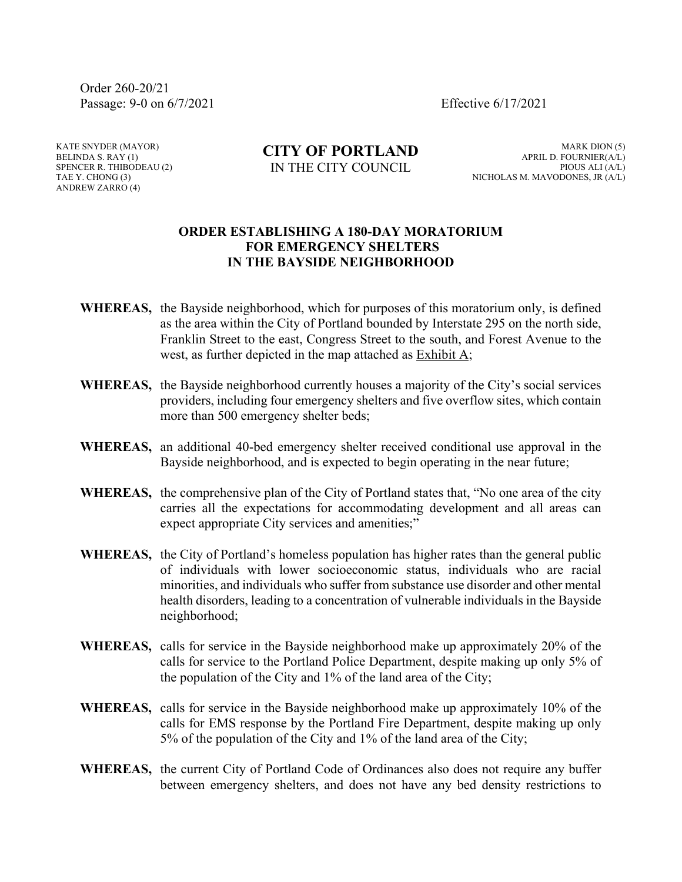Order 260-20/21
Passage: 9-0 on 6/7/2021

Effective 6/17/2021

KATE SNYDER (MAYOR)
BELINDA S. RAY (1)
SPENCER R. THIBODEAU (2)
TAE Y. CHONG (3)
ANDREW ZARRO (4)

**CITY OF PORTLAND**
IN THE CITY COUNCIL

MARK DION (5)
APRIL D. FOURNIER(A/L)
PIOUS ALI (A/L)
NICHOLAS M. MAVODONES, JR (A/L)

## ORDER ESTABLISHING A 180-DAY MORATORIUM FOR EMERGENCY SHELTERS IN THE BAYSIDE NEIGHBORHOOD

**WHEREAS,** the Bayside neighborhood, which for purposes of this moratorium only, is defined as the area within the City of Portland bounded by Interstate 295 on the north side, Franklin Street to the east, Congress Street to the south, and Forest Avenue to the west, as further depicted in the map attached as Exhibit A;

**WHEREAS,** the Bayside neighborhood currently houses a majority of the City's social services providers, including four emergency shelters and five overflow sites, which contain more than 500 emergency shelter beds;

**WHEREAS,** an additional 40-bed emergency shelter received conditional use approval in the Bayside neighborhood, and is expected to begin operating in the near future;

**WHEREAS,** the comprehensive plan of the City of Portland states that, "No one area of the city carries all the expectations for accommodating development and all areas can expect appropriate City services and amenities;"

**WHEREAS,** the City of Portland's homeless population has higher rates than the general public of individuals with lower socioeconomic status, individuals who are racial minorities, and individuals who suffer from substance use disorder and other mental health disorders, leading to a concentration of vulnerable individuals in the Bayside neighborhood;

**WHEREAS,** calls for service in the Bayside neighborhood make up approximately 20% of the calls for service to the Portland Police Department, despite making up only 5% of the population of the City and 1% of the land area of the City;

**WHEREAS,** calls for service in the Bayside neighborhood make up approximately 10% of the calls for EMS response by the Portland Fire Department, despite making up only 5% of the population of the City and 1% of the land area of the City;

**WHEREAS,** the current City of Portland Code of Ordinances also does not require any buffer between emergency shelters, and does not have any bed density restrictions to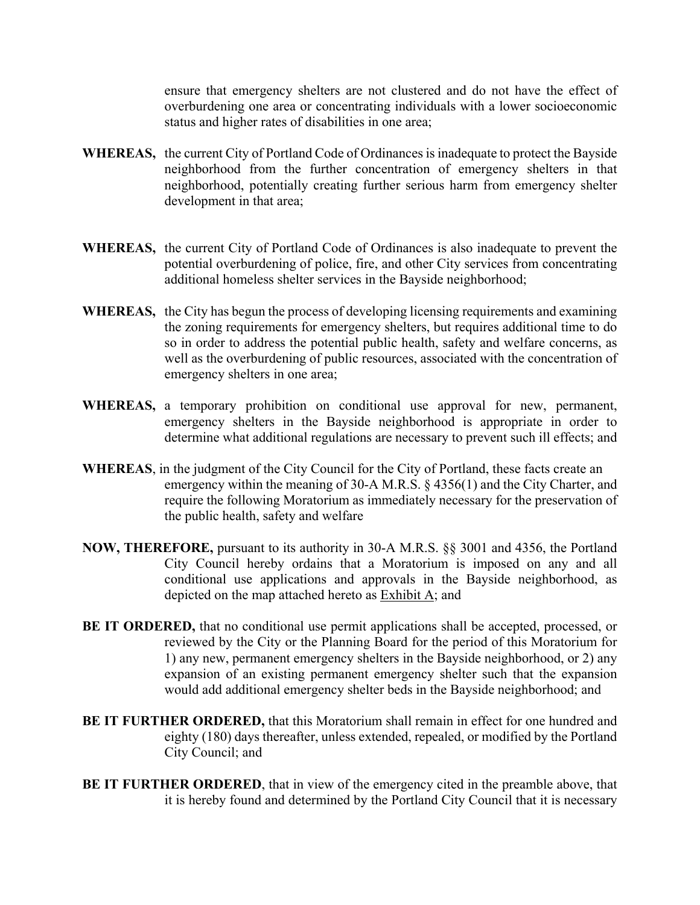ensure that emergency shelters are not clustered and do not have the effect of overburdening one area or concentrating individuals with a lower socioeconomic status and higher rates of disabilities in one area;

**WHEREAS,** the current City of Portland Code of Ordinances is inadequate to protect the Bayside neighborhood from the further concentration of emergency shelters in that neighborhood, potentially creating further serious harm from emergency shelter development in that area;

**WHEREAS,** the current City of Portland Code of Ordinances is also inadequate to prevent the potential overburdening of police, fire, and other City services from concentrating additional homeless shelter services in the Bayside neighborhood;

**WHEREAS,** the City has begun the process of developing licensing requirements and examining the zoning requirements for emergency shelters, but requires additional time to do so in order to address the potential public health, safety and welfare concerns, as well as the overburdening of public resources, associated with the concentration of emergency shelters in one area;

**WHEREAS,** a temporary prohibition on conditional use approval for new, permanent, emergency shelters in the Bayside neighborhood is appropriate in order to determine what additional regulations are necessary to prevent such ill effects; and

**WHEREAS**, in the judgment of the City Council for the City of Portland, these facts create an emergency within the meaning of 30-A M.R.S. § 4356(1) and the City Charter, and require the following Moratorium as immediately necessary for the preservation of the public health, safety and welfare

**NOW, THEREFORE,** pursuant to its authority in 30-A M.R.S. §§ 3001 and 4356, the Portland City Council hereby ordains that a Moratorium is imposed on any and all conditional use applications and approvals in the Bayside neighborhood, as depicted on the map attached hereto as Exhibit A; and

**BE IT ORDERED,** that no conditional use permit applications shall be accepted, processed, or reviewed by the City or the Planning Board for the period of this Moratorium for 1) any new, permanent emergency shelters in the Bayside neighborhood, or 2) any expansion of an existing permanent emergency shelter such that the expansion would add additional emergency shelter beds in the Bayside neighborhood; and

**BE IT FURTHER ORDERED,** that this Moratorium shall remain in effect for one hundred and eighty (180) days thereafter, unless extended, repealed, or modified by the Portland City Council; and

**BE IT FURTHER ORDERED**, that in view of the emergency cited in the preamble above, that it is hereby found and determined by the Portland City Council that it is necessary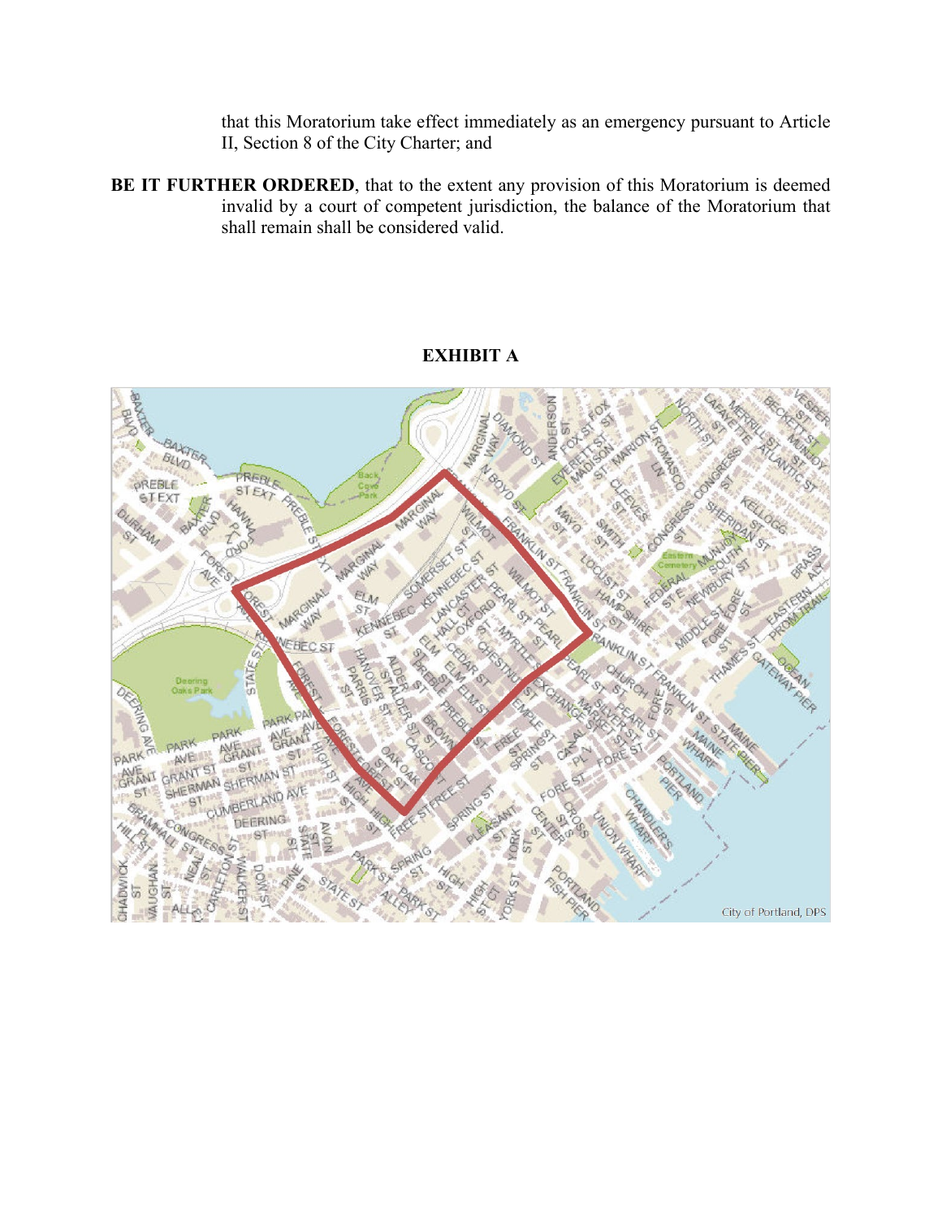that this Moratorium take effect immediately as an emergency pursuant to Article II, Section 8 of the City Charter; and

**BE IT FURTHER ORDERED**, that to the extent any provision of this Moratorium is deemed invalid by a court of competent jurisdiction, the balance of the Moratorium that shall remain shall be considered valid.

**EXHIBIT A**